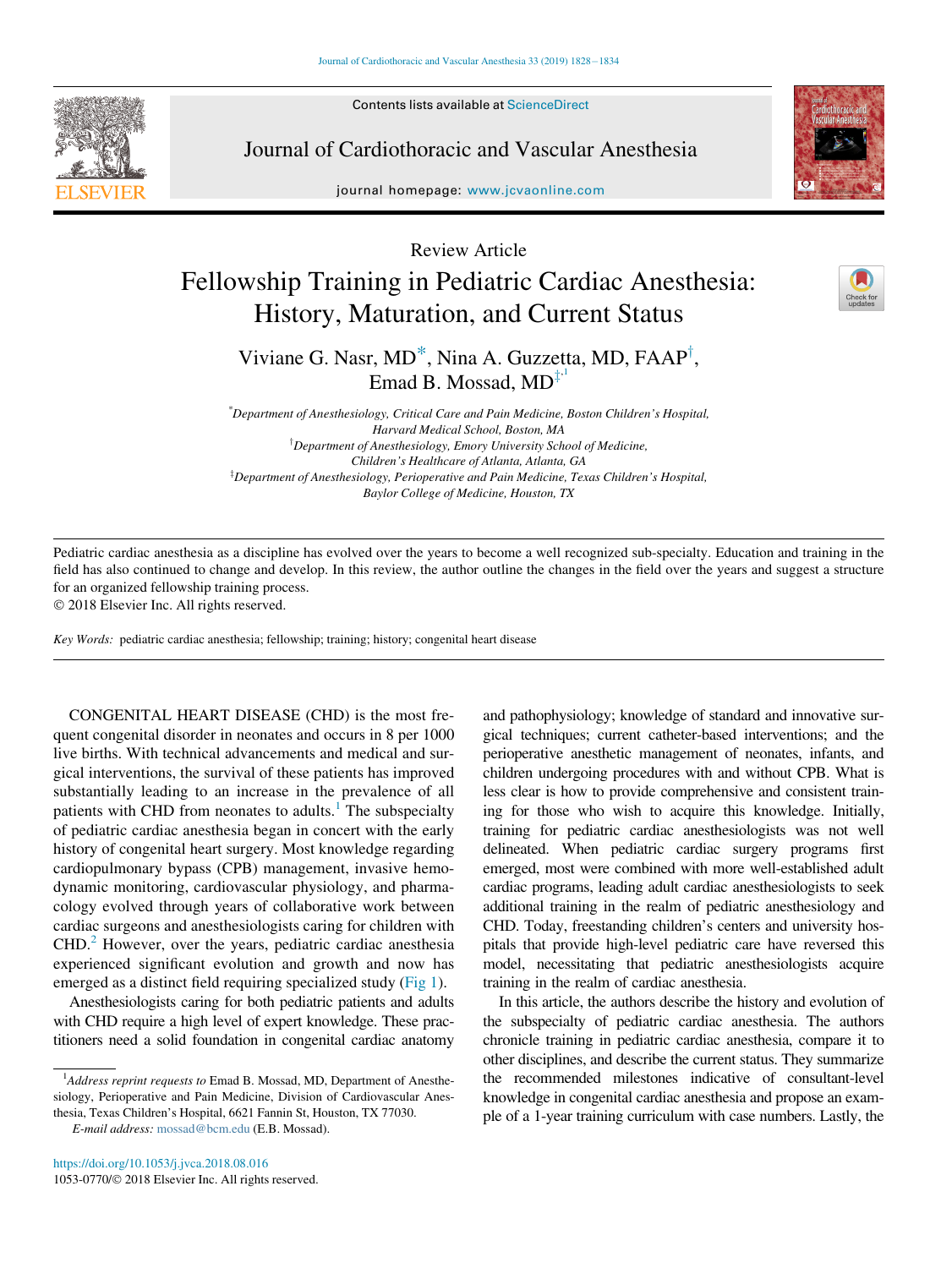Review Article

# Fellowship Training in Pediatric Cardiac Anesthesia: History, Maturation, and Current Status

Viviane G. Nasr, MD[*], Nina A. Guzzetta, MD, FAAP[†], Emad B. Mossad, MD[‡,1]

[*]Department of Anesthesiology, Critical Care and Pain Medicine, Boston Children's Hospital, Harvard Medical School, Boston, MA

[†]Department of Anesthesiology, Emory University School of Medicine, Children's Healthcare of Atlanta, Atlanta, GA

[‡]Department of Anesthesiology, Perioperative and Pain Medicine, Texas Children's Hospital, Baylor College of Medicine, Houston, TX

Pediatric cardiac anesthesia as a discipline has evolved over the years to become a well recognized sub-specialty. Education and training in the field has also continued to change and develop. In this review, the author outline the changes in the field over the years and suggest a structure for an organized fellowship training process.

© 2018 Elsevier Inc. All rights reserved.

*Key Words:* pediatric cardiac anesthesia; fellowship; training; history; congenital heart disease

CONGENITAL HEART DISEASE (CHD) is the most frequent congenital disorder in neonates and occurs in 8 per 1000 live births. With technical advancements and medical and surgical interventions, the survival of these patients has improved substantially leading to an increase in the prevalence of all patients with CHD from neonates to adults.[1] The subspecialty of pediatric cardiac anesthesia began in concert with the early history of congenital heart surgery. Most knowledge regarding cardiopulmonary bypass (CPB) management, invasive hemodynamic monitoring, cardiovascular physiology, and pharmacology evolved through years of collaborative work between cardiac surgeons and anesthesiologists caring for children with CHD.[2] However, over the years, pediatric cardiac anesthesia experienced significant evolution and growth and now has emerged as a distinct field requiring specialized study (Fig 1).

Anesthesiologists caring for both pediatric patients and adults with CHD require a high level of expert knowledge. These practitioners need a solid foundation in congenital cardiac anatomy and pathophysiology; knowledge of standard and innovative surgical techniques; current catheter-based interventions; and the perioperative anesthetic management of neonates, infants, and children undergoing procedures with and without CPB. What is less clear is how to provide comprehensive and consistent training for those who wish to acquire this knowledge. Initially, training for pediatric cardiac anesthesiologists was not well delineated. When pediatric cardiac surgery programs first emerged, most were combined with more well-established adult cardiac programs, leading adult cardiac anesthesiologists to seek additional training in the realm of pediatric anesthesiology and CHD. Today, freestanding children's centers and university hospitals that provide high-level pediatric care have reversed this model, necessitating that pediatric anesthesiologists acquire training in the realm of cardiac anesthesia.

In this article, the authors describe the history and evolution of the subspecialty of pediatric cardiac anesthesia. The authors chronicle training in pediatric cardiac anesthesia, compare it to other disciplines, and describe the current status. They summarize the recommended milestones indicative of consultant-level knowledge in congenital cardiac anesthesia and propose an example of a 1-year training curriculum with case numbers. Lastly, the

[1]*Address reprint requests to* Emad B. Mossad, MD, Department of Anesthesiology, Perioperative and Pain Medicine, Division of Cardiovascular Anesthesia, Texas Children's Hospital, 6621 Fannin St, Houston, TX 77030.

*E-mail address:* mossad@bcm.edu (E.B. Mossad).

https://doi.org/10.1053/j.jvca.2018.08.016

1053-0770/© 2018 Elsevier Inc. All rights reserved.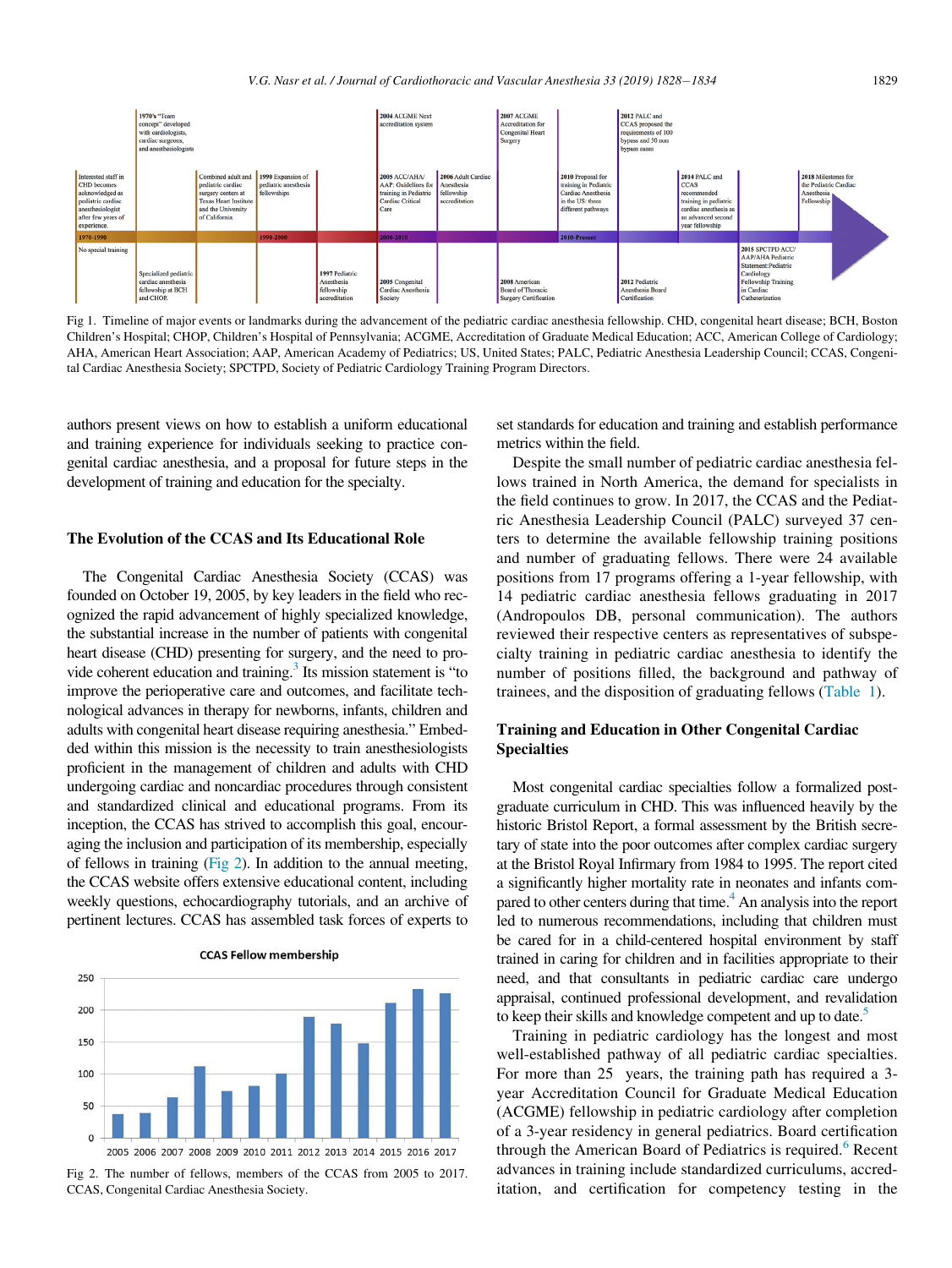Fig 1. Timeline of major events or landmarks during the advancement of the pediatric cardiac anesthesia fellowship. CHD, congenital heart disease; BCH, Boston Children's Hospital; CHOP, Children's Hospital of Pennsylvania; ACGME, Accreditation of Graduate Medical Education; ACC, American College of Cardiology; AHA, American Heart Association; AAP, American Academy of Pediatrics; US, United States; PALC, Pediatric Anesthesia Leadership Council; CCAS, Congenital Cardiac Anesthesia Society; SPCTPD, Society of Pediatric Cardiology Training Program Directors.

authors present views on how to establish a uniform educational and training experience for individuals seeking to practice congenital cardiac anesthesia, and a proposal for future steps in the development of training and education for the specialty.

## The Evolution of the CCAS and Its Educational Role

The Congenital Cardiac Anesthesia Society (CCAS) was founded on October 19, 2005, by key leaders in the field who recognized the rapid advancement of highly specialized knowledge, the substantial increase in the number of patients with congenital heart disease (CHD) presenting for surgery, and the need to provide coherent education and training.[3] Its mission statement is "to improve the perioperative care and outcomes, and facilitate technological advances in therapy for newborns, infants, children and adults with congenital heart disease requiring anesthesia." Embedded within this mission is the necessity to train anesthesiologists proficient in the management of children and adults with CHD undergoing cardiac and noncardiac procedures through consistent and standardized clinical and educational programs. From its inception, the CCAS has strived to accomplish this goal, encouraging the inclusion and participation of its membership, especially of fellows in training (Fig 2). In addition to the annual meeting, the CCAS website offers extensive educational content, including weekly questions, echocardiography tutorials, and an archive of pertinent lectures. CCAS has assembled task forces of experts to set standards for education and training and establish performance metrics within the field.

Fig 2. The number of fellows, members of the CCAS from 2005 to 2017. CCAS, Congenital Cardiac Anesthesia Society.

Despite the small number of pediatric cardiac anesthesia fellows trained in North America, the demand for specialists in the field continues to grow. In 2017, the CCAS and the Pediatric Anesthesia Leadership Council (PALC) surveyed 37 centers to determine the available fellowship training positions and number of graduating fellows. There were 24 available positions from 17 programs offering a 1-year fellowship, with 14 pediatric cardiac anesthesia fellows graduating in 2017 (Andropoulos DB, personal communication). The authors reviewed their respective centers as representatives of subspecialty training in pediatric cardiac anesthesia to identify the number of positions filled, the background and pathway of trainees, and the disposition of graduating fellows (Table 1).

## Training and Education in Other Congenital Cardiac Specialties

Most congenital cardiac specialties follow a formalized postgraduate curriculum in CHD. This was influenced heavily by the historic Bristol Report, a formal assessment by the British secretary of state into the poor outcomes after complex cardiac surgery at the Bristol Royal Infirmary from 1984 to 1995. The report cited a significantly higher mortality rate in neonates and infants compared to other centers during that time.[4] An analysis into the report led to numerous recommendations, including that children must be cared for in a child-centered hospital environment by staff trained in caring for children and in facilities appropriate to their need, and that consultants in pediatric cardiac care undergo appraisal, continued professional development, and revalidation to keep their skills and knowledge competent and up to date.[5]

Training in pediatric cardiology has the longest and most well-established pathway of all pediatric cardiac specialties. For more than 25 years, the training path has required a 3-year Accreditation Council for Graduate Medical Education (ACGME) fellowship in pediatric cardiology after completion of a 3-year residency in general pediatrics. Board certification through the American Board of Pediatrics is required.[6] Recent advances in training include standardized curriculums, accreditation, and certification for competency testing in the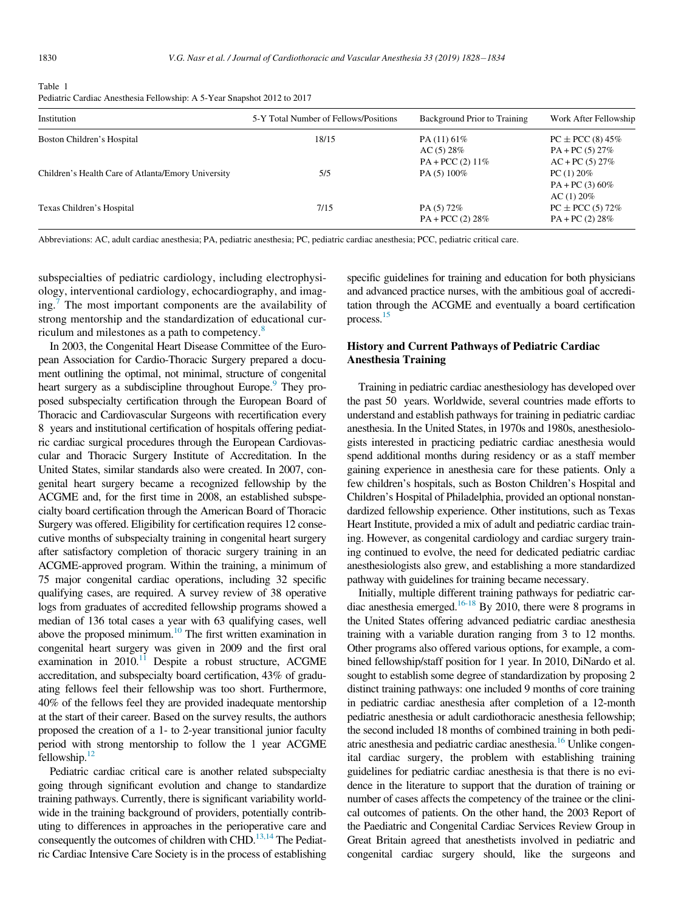Table 1
Pediatric Cardiac Anesthesia Fellowship: A 5-Year Snapshot 2012 to 2017

| Institution | 5-Y Total Number of Fellows/Positions | Background Prior to Training | Work After Fellowship |
|---|---|---|---|
| Boston Children's Hospital | 18/15 | PA (11) 61%<br>AC (5) 28%<br>PA + PCC (2) 11% | PC ± PCC (8) 45%<br>PA + PC (5) 27%<br>AC + PC (5) 27% |
| Children's Health Care of Atlanta/Emory University | 5/5 | PA (5) 100% | PC (1) 20%<br>PA + PC (3) 60%<br>AC (1) 20% |
| Texas Children's Hospital | 7/15 | PA (5) 72%<br>PA + PCC (2) 28% | PC ± PCC (5) 72%<br>PA + PC (2) 28% |

Abbreviations: AC, adult cardiac anesthesia; PA, pediatric anesthesia; PC, pediatric cardiac anesthesia; PCC, pediatric critical care.

subspecialties of pediatric cardiology, including electrophysiology, interventional cardiology, echocardiography, and imaging.[7] The most important components are the availability of strong mentorship and the standardization of educational curriculum and milestones as a path to competency.[8]

In 2003, the Congenital Heart Disease Committee of the European Association for Cardio-Thoracic Surgery prepared a document outlining the optimal, not minimal, structure of congenital heart surgery as a subdiscipline throughout Europe.[9] They proposed subspecialty certification through the European Board of Thoracic and Cardiovascular Surgeons with recertification every 8 years and institutional certification of hospitals offering pediatric cardiac surgical procedures through the European Cardiovascular and Thoracic Surgery Institute of Accreditation. In the United States, similar standards also were created. In 2007, congenital heart surgery became a recognized fellowship by the ACGME and, for the first time in 2008, an established subspecialty board certification through the American Board of Thoracic Surgery was offered. Eligibility for certification requires 12 consecutive months of subspecialty training in congenital heart surgery after satisfactory completion of thoracic surgery training in an ACGME-approved program. Within the training, a minimum of 75 major congenital cardiac operations, including 32 specific qualifying cases, are required. A survey review of 38 operative logs from graduates of accredited fellowship programs showed a median of 136 total cases a year with 63 qualifying cases, well above the proposed minimum.[10] The first written examination in congenital heart surgery was given in 2009 and the first oral examination in 2010.[11] Despite a robust structure, ACGME accreditation, and subspecialty board certification, 43% of graduating fellows feel their fellowship was too short. Furthermore, 40% of the fellows feel they are provided inadequate mentorship at the start of their career. Based on the survey results, the authors proposed the creation of a 1- to 2-year transitional junior faculty period with strong mentorship to follow the 1 year ACGME fellowship.[12]

Pediatric cardiac critical care is another related subspecialty going through significant evolution and change to standardize training pathways. Currently, there is significant variability worldwide in the training background of providers, potentially contributing to differences in approaches in the perioperative care and consequently the outcomes of children with CHD.[13,14] The Pediatric Cardiac Intensive Care Society is in the process of establishing specific guidelines for training and education for both physicians and advanced practice nurses, with the ambitious goal of accreditation through the ACGME and eventually a board certification process.[15]

## History and Current Pathways of Pediatric Cardiac Anesthesia Training

Training in pediatric cardiac anesthesiology has developed over the past 50 years. Worldwide, several countries made efforts to understand and establish pathways for training in pediatric cardiac anesthesia. In the United States, in 1970s and 1980s, anesthesiologists interested in practicing pediatric cardiac anesthesia would spend additional months during residency or as a staff member gaining experience in anesthesia care for these patients. Only a few children's hospitals, such as Boston Children's Hospital and Children's Hospital of Philadelphia, provided an optional nonstandardized fellowship experience. Other institutions, such as Texas Heart Institute, provided a mix of adult and pediatric cardiac training. However, as congenital cardiology and cardiac surgery training continued to evolve, the need for dedicated pediatric cardiac anesthesiologists also grew, and establishing a more standardized pathway with guidelines for training became necessary.

Initially, multiple different training pathways for pediatric cardiac anesthesia emerged.[16-18] By 2010, there were 8 programs in the United States offering advanced pediatric cardiac anesthesia training with a variable duration ranging from 3 to 12 months. Other programs also offered various options, for example, a combined fellowship/staff position for 1 year. In 2010, DiNardo et al. sought to establish some degree of standardization by proposing 2 distinct training pathways: one included 9 months of core training in pediatric cardiac anesthesia after completion of a 12-month pediatric anesthesia or adult cardiothoracic anesthesia fellowship; the second included 18 months of combined training in both pediatric anesthesia and pediatric cardiac anesthesia.[16] Unlike congenital cardiac surgery, the problem with establishing training guidelines for pediatric cardiac anesthesia is that there is no evidence in the literature to support that the duration of training or number of cases affects the competency of the trainee or the clinical outcomes of patients. On the other hand, the 2003 Report of the Paediatric and Congenital Cardiac Services Review Group in Great Britain agreed that anesthetists involved in pediatric and congenital cardiac surgery should, like the surgeons and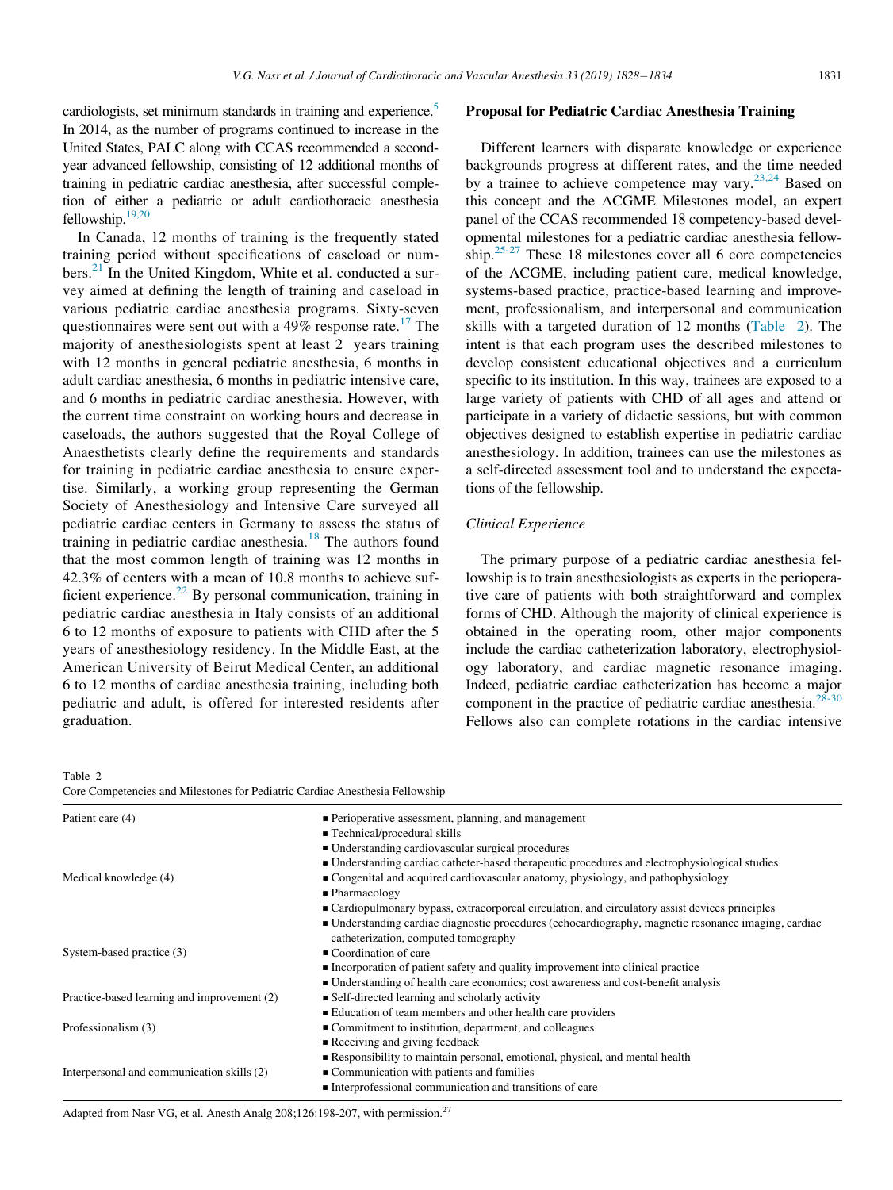cardiologists, set minimum standards in training and experience.[5] In 2014, as the number of programs continued to increase in the United States, PALC along with CCAS recommended a second-year advanced fellowship, consisting of 12 additional months of training in pediatric cardiac anesthesia, after successful completion of either a pediatric or adult cardiothoracic anesthesia fellowship.[19,20]

In Canada, 12 months of training is the frequently stated training period without specifications of caseload or numbers.[21] In the United Kingdom, White et al. conducted a survey aimed at defining the length of training and caseload in various pediatric cardiac anesthesia programs. Sixty-seven questionnaires were sent out with a 49% response rate.[17] The majority of anesthesiologists spent at least 2 years training with 12 months in general pediatric anesthesia, 6 months in adult cardiac anesthesia, 6 months in pediatric intensive care, and 6 months in pediatric cardiac anesthesia. However, with the current time constraint on working hours and decrease in caseloads, the authors suggested that the Royal College of Anaesthetists clearly define the requirements and standards for training in pediatric cardiac anesthesia to ensure expertise. Similarly, a working group representing the German Society of Anesthesiology and Intensive Care surveyed all pediatric cardiac centers in Germany to assess the status of training in pediatric cardiac anesthesia.[18] The authors found that the most common length of training was 12 months in 42.3% of centers with a mean of 10.8 months to achieve sufficient experience.[22] By personal communication, training in pediatric cardiac anesthesia in Italy consists of an additional 6 to 12 months of exposure to patients with CHD after the 5 years of anesthesiology residency. In the Middle East, at the American University of Beirut Medical Center, an additional 6 to 12 months of cardiac anesthesia training, including both pediatric and adult, is offered for interested residents after graduation.

## Proposal for Pediatric Cardiac Anesthesia Training

Different learners with disparate knowledge or experience backgrounds progress at different rates, and the time needed by a trainee to achieve competence may vary.[23,24] Based on this concept and the ACGME Milestones model, an expert panel of the CCAS recommended 18 competency-based developmental milestones for a pediatric cardiac anesthesia fellowship.[25-27] These 18 milestones cover all 6 core competencies of the ACGME, including patient care, medical knowledge, systems-based practice, practice-based learning and improvement, professionalism, and interpersonal and communication skills with a targeted duration of 12 months (Table 2). The intent is that each program uses the described milestones to develop consistent educational objectives and a curriculum specific to its institution. In this way, trainees are exposed to a large variety of patients with CHD of all ages and attend or participate in a variety of didactic sessions, but with common objectives designed to establish expertise in pediatric cardiac anesthesiology. In addition, trainees can use the milestones as a self-directed assessment tool and to understand the expectations of the fellowship.

### *Clinical Experience*

The primary purpose of a pediatric cardiac anesthesia fellowship is to train anesthesiologists as experts in the perioperative care of patients with both straightforward and complex forms of CHD. Although the majority of clinical experience is obtained in the operating room, other major components include the cardiac catheterization laboratory, electrophysiology laboratory, and cardiac magnetic resonance imaging. Indeed, pediatric cardiac catheterization has become a major component in the practice of pediatric cardiac anesthesia.[28-30] Fellows also can complete rotations in the cardiac intensive

Table 2
Core Competencies and Milestones for Pediatric Cardiac Anesthesia Fellowship

| Core Competency | Milestones |
| --- | --- |
| Patient care (4) | ■ Perioperative assessment, planning, and management<br>■ Technical/procedural skills<br>■ Understanding cardiovascular surgical procedures<br>■ Understanding cardiac catheter-based therapeutic procedures and electrophysiological studies |
| Medical knowledge (4) | ■ Congenital and acquired cardiovascular anatomy, physiology, and pathophysiology<br>■ Pharmacology<br>■ Cardiopulmonary bypass, extracorporeal circulation, and circulatory assist devices principles<br>■ Understanding cardiac diagnostic procedures (echocardiography, magnetic resonance imaging, cardiac catheterization, computed tomography |
| System-based practice (3) | ■ Coordination of care<br>■ Incorporation of patient safety and quality improvement into clinical practice<br>■ Understanding of health care economics; cost awareness and cost-benefit analysis |
| Practice-based learning and improvement (2) | ■ Self-directed learning and scholarly activity<br>■ Education of team members and other health care providers |
| Professionalism (3) | ■ Commitment to institution, department, and colleagues<br>■ Receiving and giving feedback<br>■ Responsibility to maintain personal, emotional, physical, and mental health |
| Interpersonal and communication skills (2) | ■ Communication with patients and families<br>■ Interprofessional communication and transitions of care |

Adapted from Nasr VG, et al. Anesth Analg 208;126:198-207, with permission.[27]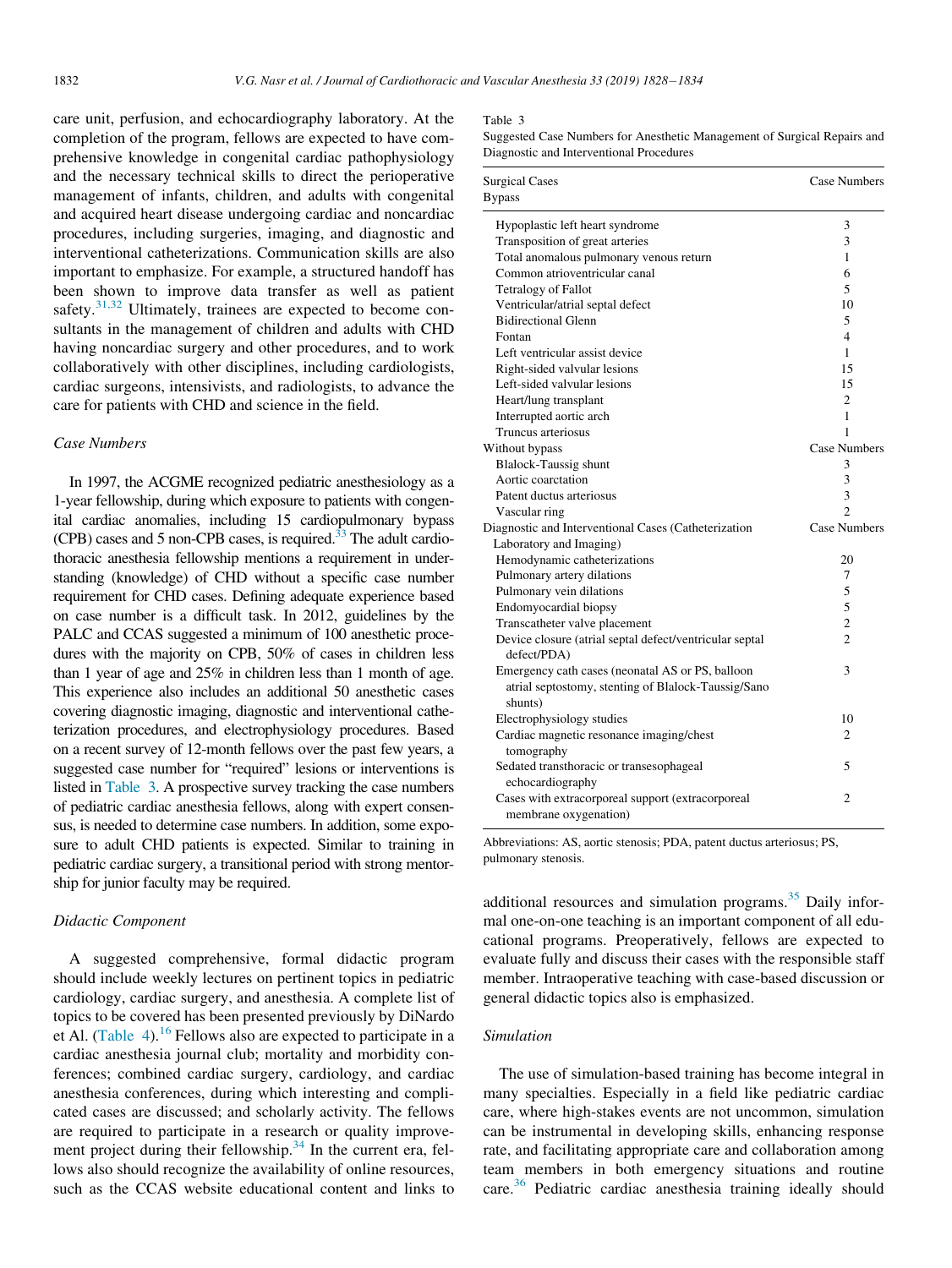care unit, perfusion, and echocardiography laboratory. At the completion of the program, fellows are expected to have comprehensive knowledge in congenital cardiac pathophysiology and the necessary technical skills to direct the perioperative management of infants, children, and adults with congenital and acquired heart disease undergoing cardiac and noncardiac procedures, including surgeries, imaging, and diagnostic and interventional catheterizations. Communication skills are also important to emphasize. For example, a structured handoff has been shown to improve data transfer as well as patient safety.[31,32] Ultimately, trainees are expected to become consultants in the management of children and adults with CHD having noncardiac surgery and other procedures, and to work collaboratively with other disciplines, including cardiologists, cardiac surgeons, intensivists, and radiologists, to advance the care for patients with CHD and science in the field.

### *Case Numbers*

In 1997, the ACGME recognized pediatric anesthesiology as a 1-year fellowship, during which exposure to patients with congenital cardiac anomalies, including 15 cardiopulmonary bypass (CPB) cases and 5 non-CPB cases, is required.[33] The adult cardiothoracic anesthesia fellowship mentions a requirement in understanding (knowledge) of CHD without a specific case number requirement for CHD cases. Defining adequate experience based on case number is a difficult task. In 2012, guidelines by the PALC and CCAS suggested a minimum of 100 anesthetic procedures with the majority on CPB, 50% of cases in children less than 1 year of age and 25% in children less than 1 month of age. This experience also includes an additional 50 anesthetic cases covering diagnostic imaging, diagnostic and interventional catheterization procedures, and electrophysiology procedures. Based on a recent survey of 12-month fellows over the past few years, a suggested case number for "required" lesions or interventions is listed in Table 3. A prospective survey tracking the case numbers of pediatric cardiac anesthesia fellows, along with expert consensus, is needed to determine case numbers. In addition, some exposure to adult CHD patients is expected. Similar to training in pediatric cardiac surgery, a transitional period with strong mentorship for junior faculty may be required.

Table 3
Suggested Case Numbers for Anesthetic Management of Surgical Repairs and Diagnostic and Interventional Procedures

| Surgical Cases Bypass | Case Numbers |
|---|---|
| Hypoplastic left heart syndrome | 3 |
| Transposition of great arteries | 3 |
| Total anomalous pulmonary venous return | 1 |
| Common atrioventricular canal | 6 |
| Tetralogy of Fallot | 5 |
| Ventricular/atrial septal defect | 10 |
| Bidirectional Glenn | 5 |
| Fontan | 4 |
| Left ventricular assist device | 1 |
| Right-sided valvular lesions | 15 |
| Left-sided valvular lesions | 15 |
| Heart/lung transplant | 2 |
| Interrupted aortic arch | 1 |
| Truncus arteriosus | 1 |
| Without bypass | Case Numbers |
| Blalock-Taussig shunt | 3 |
| Aortic coarctation | 3 |
| Patent ductus arteriosus | 3 |
| Vascular ring | 2 |
| Diagnostic and Interventional Cases (Catheterization Laboratory and Imaging) | Case Numbers |
| Hemodynamic catheterizations | 20 |
| Pulmonary artery dilations | 7 |
| Pulmonary vein dilations | 5 |
| Endomyocardial biopsy | 5 |
| Transcatheter valve placement | 2 |
| Device closure (atrial septal defect/ventricular septal defect/PDA) | 2 |
| Emergency cath cases (neonatal AS or PS, balloon atrial septostomy, stenting of Blalock-Taussig/Sano shunts) | 3 |
| Electrophysiology studies | 10 |
| Cardiac magnetic resonance imaging/chest tomography | 2 |
| Sedated transthoracic or transesophageal echocardiography | 5 |
| Cases with extracorporeal support (extracorporeal membrane oxygenation) | 2 |

Abbreviations: AS, aortic stenosis; PDA, patent ductus arteriosus; PS, pulmonary stenosis.

### *Didactic Component*

A suggested comprehensive, formal didactic program should include weekly lectures on pertinent topics in pediatric cardiology, cardiac surgery, and anesthesia. A complete list of topics to be covered has been presented previously by DiNardo et Al. (Table 4).[16] Fellows also are expected to participate in a cardiac anesthesia journal club; mortality and morbidity conferences; combined cardiac surgery, cardiology, and cardiac anesthesia conferences, during which interesting and complicated cases are discussed; and scholarly activity. The fellows are required to participate in a research or quality improvement project during their fellowship.[34] In the current era, fellows also should recognize the availability of online resources, such as the CCAS website educational content and links to additional resources and simulation programs.[35] Daily informal one-on-one teaching is an important component of all educational programs. Preoperatively, fellows are expected to evaluate fully and discuss their cases with the responsible staff member. Intraoperative teaching with case-based discussion or general didactic topics also is emphasized.

### *Simulation*

The use of simulation-based training has become integral in many specialties. Especially in a field like pediatric cardiac care, where high-stakes events are not uncommon, simulation can be instrumental in developing skills, enhancing response rate, and facilitating appropriate care and collaboration among team members in both emergency situations and routine care.[36] Pediatric cardiac anesthesia training ideally should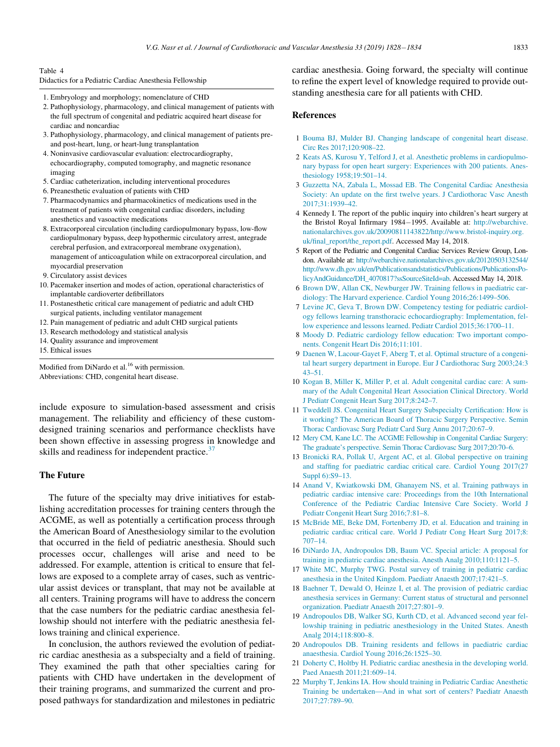Table 4
Didactics for a Pediatric Cardiac Anesthesia Fellowship

1. Embryology and morphology; nomenclature of CHD
2. Pathophysiology, pharmacology, and clinical management of patients with the full spectrum of congenital and pediatric acquired heart disease for cardiac and noncardiac
3. Pathophysiology, pharmacology, and clinical management of patients pre- and post-heart, lung, or heart-lung transplantation
4. Noninvasive cardiovascular evaluation: electrocardiography, echocardiography, computed tomography, and magnetic resonance imaging
5. Cardiac catheterization, including interventional procedures
6. Preanesthetic evaluation of patients with CHD
7. Pharmacodynamics and pharmacokinetics of medications used in the treatment of patients with congenital cardiac disorders, including anesthetics and vasoactive medications
8. Extracorporeal circulation (including cardiopulmonary bypass, low-flow cardiopulmonary bypass, deep hypothermic circulatory arrest, antegrade cerebral perfusion, and extracorporeal membrane oxygenation), management of anticoagulation while on extracorporeal circulation, and myocardial preservation
9. Circulatory assist devices
10. Pacemaker insertion and modes of action, operational characteristics of implantable cardioverter defibrillators
11. Postanesthetic critical care management of pediatric and adult CHD surgical patients, including ventilator management
12. Pain management of pediatric and adult CHD surgical patients
13. Research methodology and statistical analysis
14. Quality assurance and improvement
15. Ethical issues

Modified from DiNardo et al.[16] with permission.
Abbreviations: CHD, congenital heart disease.

include exposure to simulation-based assessment and crisis management. The reliability and efficiency of these custom-designed training scenarios and performance checklists have been shown effective in assessing progress in knowledge and skills and readiness for independent practice.[37]

## The Future

The future of the specialty may drive initiatives for establishing accreditation processes for training centers through the ACGME, as well as potentially a certification process through the American Board of Anesthesiology similar to the evolution that occurred in the field of pediatric anesthesia. Should such processes occur, challenges will arise and need to be addressed. For example, attention is critical to ensure that fellows are exposed to a complete array of cases, such as ventricular assist devices or transplant, that may not be available at all centers. Training programs will have to address the concern that the case numbers for the pediatric cardiac anesthesia fellowship should not interfere with the pediatric anesthesia fellows training and clinical experience.

In conclusion, the authors reviewed the evolution of pediatric cardiac anesthesia as a subspecialty and a field of training. They examined the path that other specialties caring for patients with CHD have undertaken in the development of their training programs, and summarized the current and proposed pathways for standardization and milestones in pediatric cardiac anesthesia. Going forward, the specialty will continue to refine the expert level of knowledge required to provide outstanding anesthesia care for all patients with CHD.

## References

1 Bouma BJ, Mulder BJ. Changing landscape of congenital heart disease. Circ Res 2017;120:908–22.

2 Keats AS, Kurosu Y, Telford J, et al. Anesthetic problems in cardiopulmonary bypass for open heart surgery: Experiences with 200 patients. Anesthesiology 1958;19:501–14.

3 Guzzetta NA, Zabala L, Mossad EB. The Congenital Cardiac Anesthesia Society: An update on the first twelve years. J Cardiothorac Vasc Anesth 2017;31:1939–42.

4 Kennedy I. The report of the public inquiry into children's heart surgery at the Bristol Royal Infirmary 1984−1995. Available at: http://webarchive.nationalarchives.gov.uk/20090811143822/http://www.bristol-inquiry.org.uk/final_report/the_report.pdf. Accessed May 14, 2018.

5 Report of the Pediatric and Congenital Cardiac Services Review Group, London. Available at: http://webarchive.nationalarchives.gov.uk/20120503132544/http://www.dh.gov.uk/en/Publicationsandstatistics/Publications/PublicationsPolicyAndGuidance/DH_4070817?ssSourceSiteId=ab. Accessed May 14, 2018.

6 Brown DW, Allan CK, Newburger JW. Training fellows in paediatric cardiology: The Harvard experience. Cardiol Young 2016;26:1499–506.

7 Levine JC, Geva T, Brown DW. Competency testing for pediatric cardiology fellows learning transthoracic echocardiography: Implementation, fellow experience and lessons learned. Pediatr Cardiol 2015;36:1700–11.

8 Moody D. Pediatric cardiology fellow education: Two important components. Congenit Heart Dis 2016;11:101.

9 Daenen W, Lacour-Gayet F, Aberg T, et al. Optimal structure of a congenital heart surgery department in Europe. Eur J Cardiothorac Surg 2003;24:343–51.

10 Kogan B, Miller K, Miller P, et al. Adult congenital cardiac care: A summary of the Adult Congenital Heart Association Clinical Directory. World J Pediatr Congenit Heart Surg 2017;8:242–7.

11 Tweddell JS. Congenital Heart Surgery Subspecialty Certification: How is it working? The American Board of Thoracic Surgery Perspective. Semin Thorac Cardiovasc Surg Pediatr Card Surg Annu 2017;20:67–9.

12 Mery CM, Kane LC. The ACGME Fellowship in Congenital Cardiac Surgery: The graduate's perspective. Semin Thorac Cardiovasc Surg 2017;20:70–6.

13 Bronicki RA, Pollak U, Argent AC, et al. Global perspective on training and staffing for paediatric cardiac critical care. Cardiol Young 2017(27 Suppl 6):S9–13.

14 Anand V, Kwiatkowski DM, Ghanayem NS, et al. Training pathways in pediatric cardiac intensive care: Proceedings from the 10th International Conference of the Pediatric Cardiac Intensive Care Society. World J Pediatr Congenit Heart Surg 2016;7:81–8.

15 McBride ME, Beke DM, Fortenberry JD, et al. Education and training in pediatric cardiac critical care. World J Pediatr Cong Heart Surg 2017;8:707–14.

16 DiNardo JA, Andropoulos DB, Baum VC. Special article: A proposal for training in pediatric cardiac anesthesia. Anesth Analg 2010;110:1121–5.

17 White MC, Murphy TWG. Postal survey of training in pediatric cardiac anesthesia in the United Kingdom. Paediatr Anaesth 2007;17:421–5.

18 Baehner T, Dewald O, Heinze I, et al. The provision of pediatric cardiac anesthesia services in Germany: Current status of structural and personnel organization. Paediatr Anaesth 2017;27:801–9.

19 Andropoulos DB, Walker SG, Kurth CD, et al. Advanced second year fellowship training in pediatric anesthesiology in the United States. Anesth Analg 2014;118:800–8.

20 Andropoulos DB. Training residents and fellows in paediatric cardiac anaesthesia. Cardiol Young 2016;26:1525–30.

21 Doherty C, Holtby H. Pediatric cardiac anesthesia in the developing world. Paed Anaesth 2011;21:609–14.

22 Murphy T, Jenkins IA. How should training in Pediatric Cardiac Anesthetic Training be undertaken—And in what sort of centers? Paediatr Anaesth 2017;27:789–90.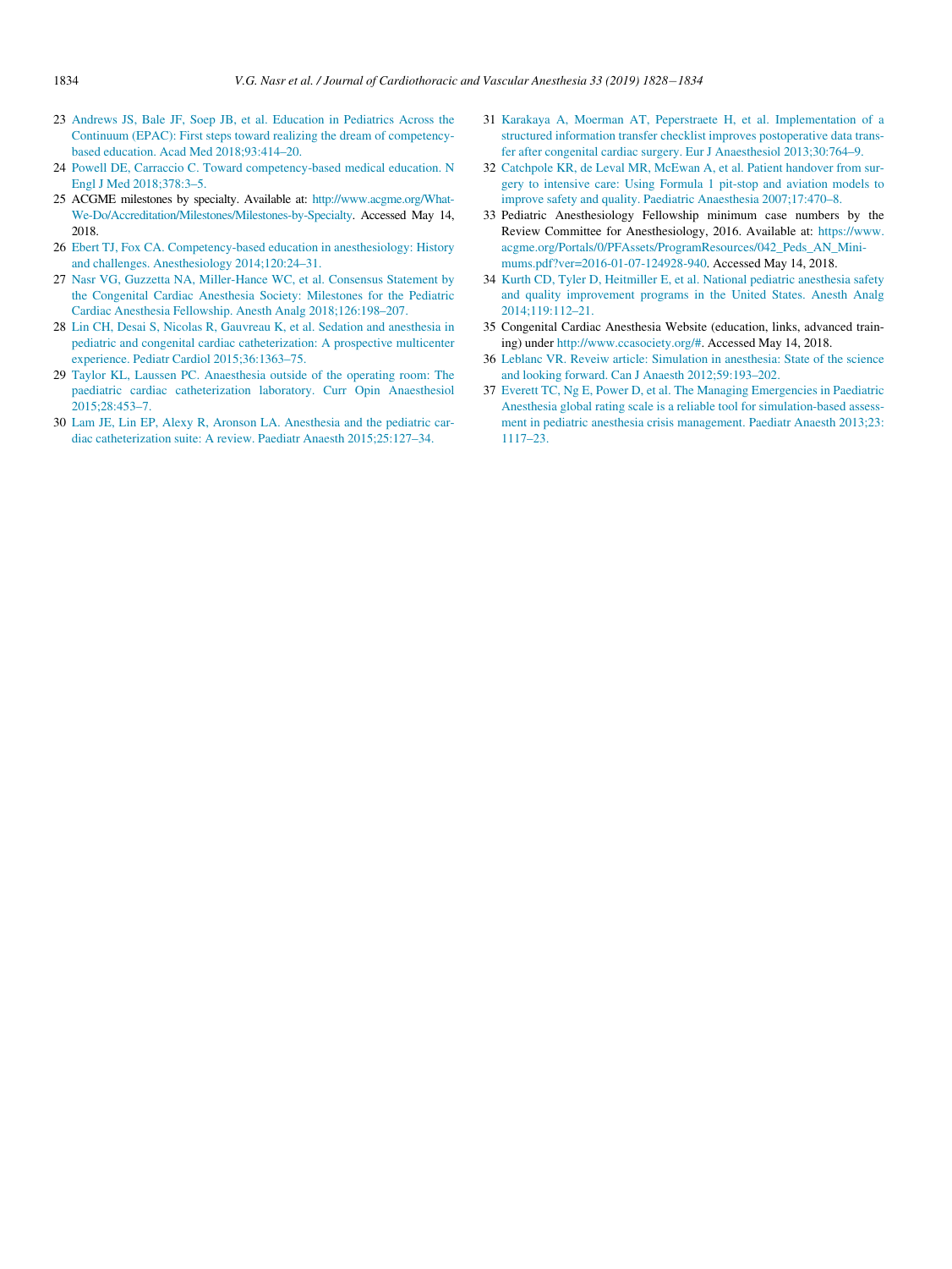23. Andrews JS, Bale JF, Soep JB, et al. Education in Pediatrics Across the Continuum (EPAC): First steps toward realizing the dream of competency-based education. Acad Med 2018;93:414–20.
24. Powell DE, Carraccio C. Toward competency-based medical education. N Engl J Med 2018;378:3–5.
25. ACGME milestones by specialty. Available at: http://www.acgme.org/What-We-Do/Accreditation/Milestones/Milestones-by-Specialty. Accessed May 14, 2018.
26. Ebert TJ, Fox CA. Competency-based education in anesthesiology: History and challenges. Anesthesiology 2014;120:24–31.
27. Nasr VG, Guzzetta NA, Miller-Hance WC, et al. Consensus Statement by the Congenital Cardiac Anesthesia Society: Milestones for the Pediatric Cardiac Anesthesia Fellowship. Anesth Analg 2018;126:198–207.
28. Lin CH, Desai S, Nicolas R, Gauvreau K, et al. Sedation and anesthesia in pediatric and congenital cardiac catheterization: A prospective multicenter experience. Pediatr Cardiol 2015;36:1363–75.
29. Taylor KL, Laussen PC. Anaesthesia outside of the operating room: The paediatric cardiac catheterization laboratory. Curr Opin Anaesthesiol 2015;28:453–7.
30. Lam JE, Lin EP, Alexy R, Aronson LA. Anesthesia and the pediatric cardiac catheterization suite: A review. Paediatr Anaesth 2015;25:127–34.
31. Karakaya A, Moerman AT, Peperstraete H, et al. Implementation of a structured information transfer checklist improves postoperative data transfer after congenital cardiac surgery. Eur J Anaesthesiol 2013;30:764–9.
32. Catchpole KR, de Leval MR, McEwan A, et al. Patient handover from surgery to intensive care: Using Formula 1 pit-stop and aviation models to improve safety and quality. Paediatric Anaesthesia 2007;17:470–8.
33. Pediatric Anesthesiology Fellowship minimum case numbers by the Review Committee for Anesthesiology, 2016. Available at: https://www.acgme.org/Portals/0/PFAssets/ProgramResources/042_Peds_AN_Minimums.pdf?ver=2016-01-07-124928-940. Accessed May 14, 2018.
34. Kurth CD, Tyler D, Heitmiller E, et al. National pediatric anesthesia safety and quality improvement programs in the United States. Anesth Analg 2014;119:112–21.
35. Congenital Cardiac Anesthesia Website (education, links, advanced training) under http://www.ccasociety.org/#. Accessed May 14, 2018.
36. Leblanc VR. Reveiw article: Simulation in anesthesia: State of the science and looking forward. Can J Anaesth 2012;59:193–202.
37. Everett TC, Ng E, Power D, et al. The Managing Emergencies in Paediatric Anesthesia global rating scale is a reliable tool for simulation-based assessment in pediatric anesthesia crisis management. Paediatr Anaesth 2013;23:1117–23.